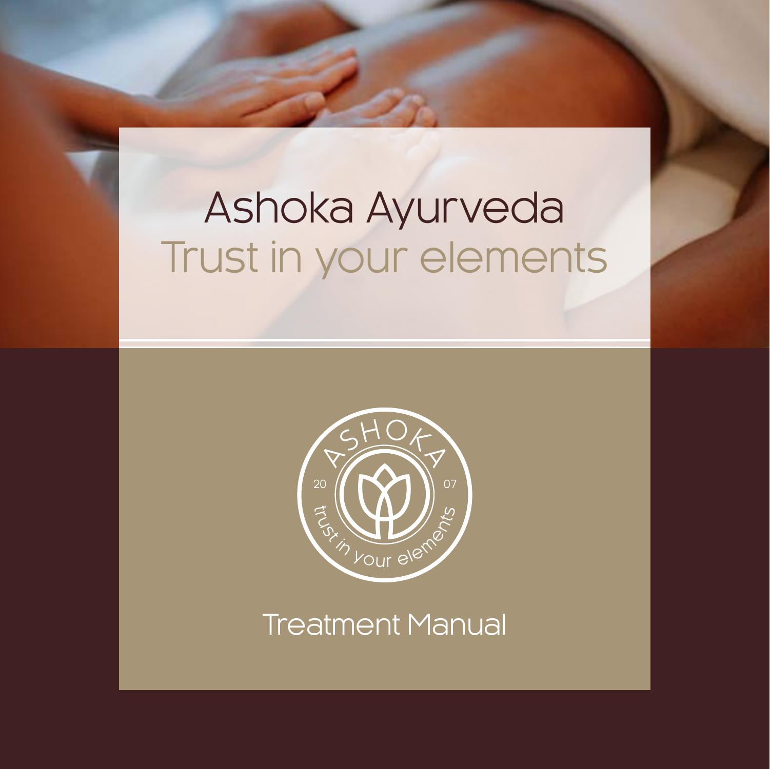# Ashoka Ayurveda

## Trust in your elements

ASHOKA

20 07

trust in your elements

Treatment Manual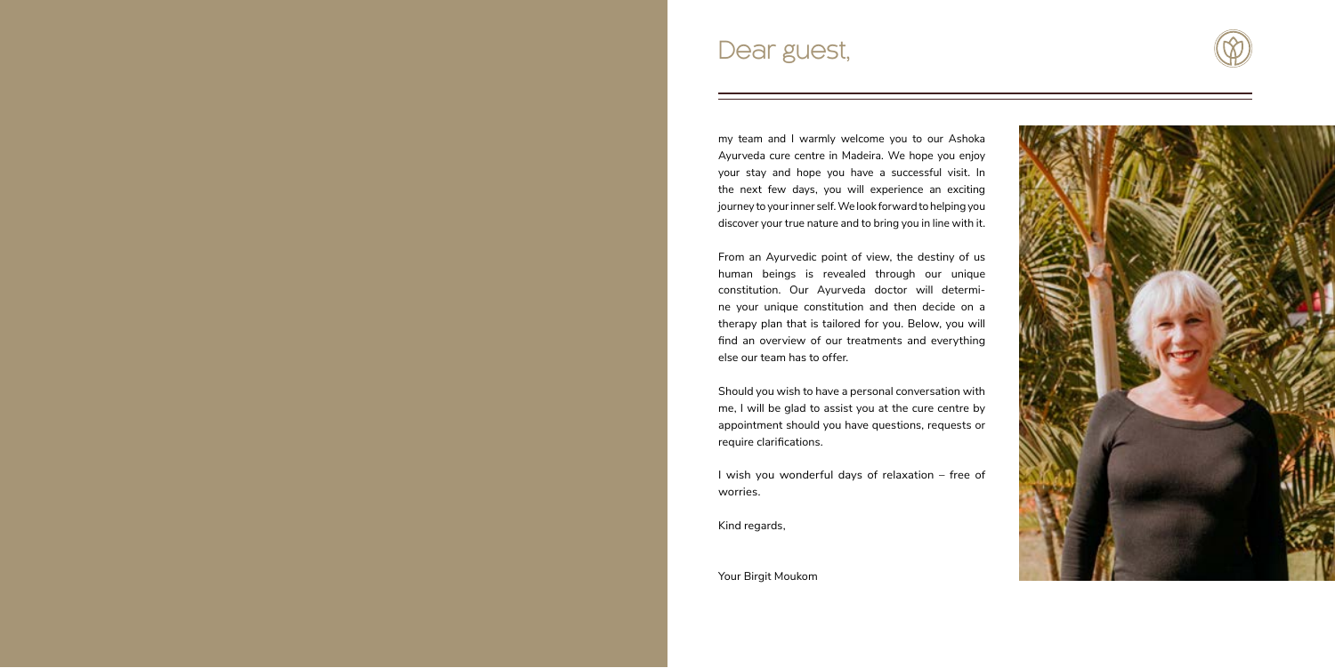# Dear guest,

my team and I warmly welcome you to our Ashoka Ayurveda cure centre in Madeira. We hope you enjoy your stay and hope you have a successful visit. In the next few days, you will experience an exciting journey to your inner self. We look forward to helping you discover your true nature and to bring you in line with it.

From an Ayurvedic point of view, the destiny of us human beings is revealed through our unique constitution. Our Ayurveda doctor will determine your unique constitution and then decide on a therapy plan that is tailored for you. Below, you will find an overview of our treatments and everything else our team has to offer.

Should you wish to have a personal conversation with me, I will be glad to assist you at the cure centre by appointment should you have questions, requests or require clarifications.

I wish you wonderful days of relaxation – free of worries.

Kind regards,

Your Birgit Moukom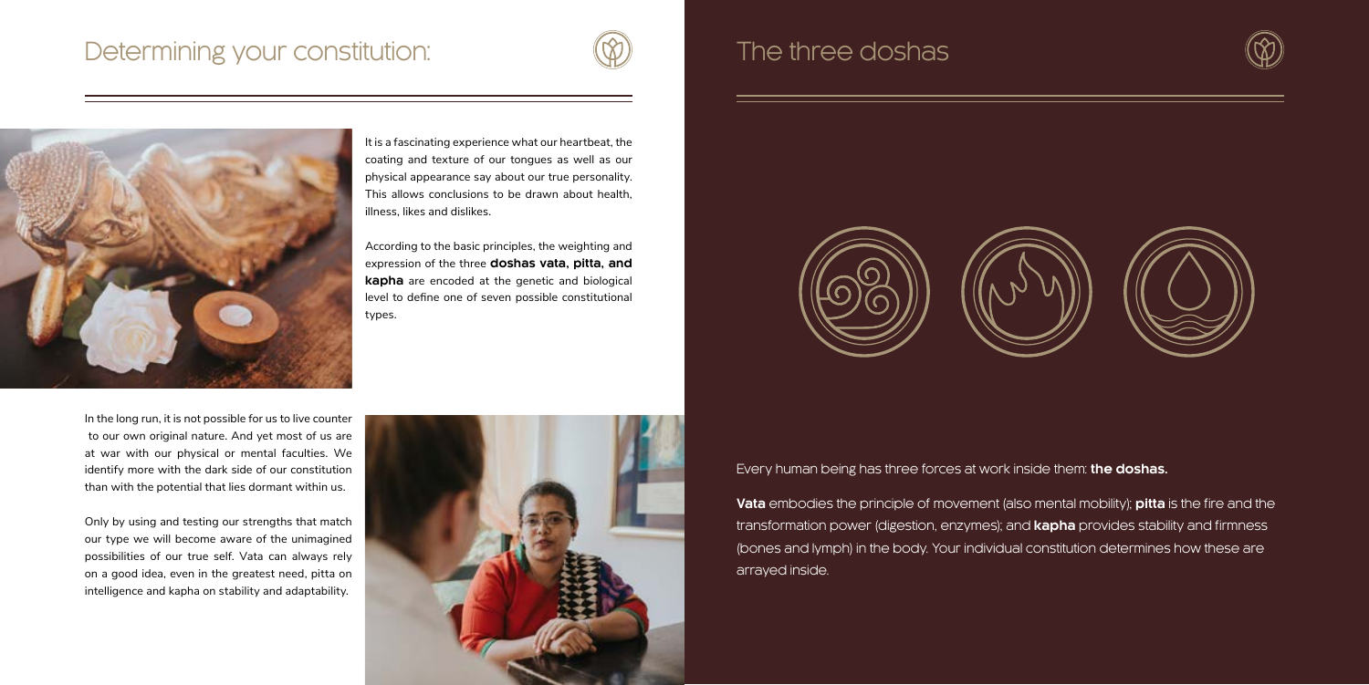# Determining your constitution:

It is a fascinating experience what our heartbeat, the coating and texture of our tongues as well as our physical appearance say about our true personality. This allows conclusions to be drawn about health, illness, likes and dislikes.

According to the basic principles, the weighting and expression of the three **doshas vata, pitta, and kapha** are encoded at the genetic and biological level to define one of seven possible constitutional types.

In the long run, it is not possible for us to live counter to our own original nature. And yet most of us are at war with our physical or mental faculties. We identify more with the dark side of our constitution than with the potential that lies dormant within us.

Only by using and testing our strengths that match our type we will become aware of the unimagined possibilities of our true self. Vata can always rely on a good idea, even in the greatest need, pitta on intelligence and kapha on stability and adaptability.

# The three doshas

Every human being has three forces at work inside them: **the doshas.**

**Vata** embodies the principle of movement (also mental mobility); **pitta** is the fire and the transformation power (digestion, enzymes); and **kapha** provides stability and firmness (bones and lymph) in the body. Your individual constitution determines how these are arrayed inside.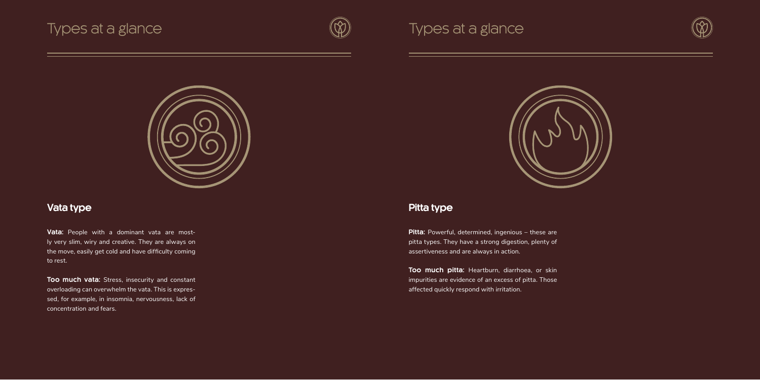# Types at a glance

## Vata type

**Vata:** People with a dominant vata are mostly very slim, wiry and creative. They are always on the move, easily get cold and have difficulty coming to rest.

**Too much vata:** Stress, insecurity and constant overloading can overwhelm the vata. This is expressed, for example, in insomnia, nervousness, lack of concentration and fears.

# Types at a glance

## Pitta type

**Pitta:** Powerful, determined, ingenious – these are pitta types. They have a strong digestion, plenty of assertiveness and are always in action.

**Too much pitta:** Heartburn, diarrhoea, or skin impurities are evidence of an excess of pitta. Those affected quickly respond with irritation.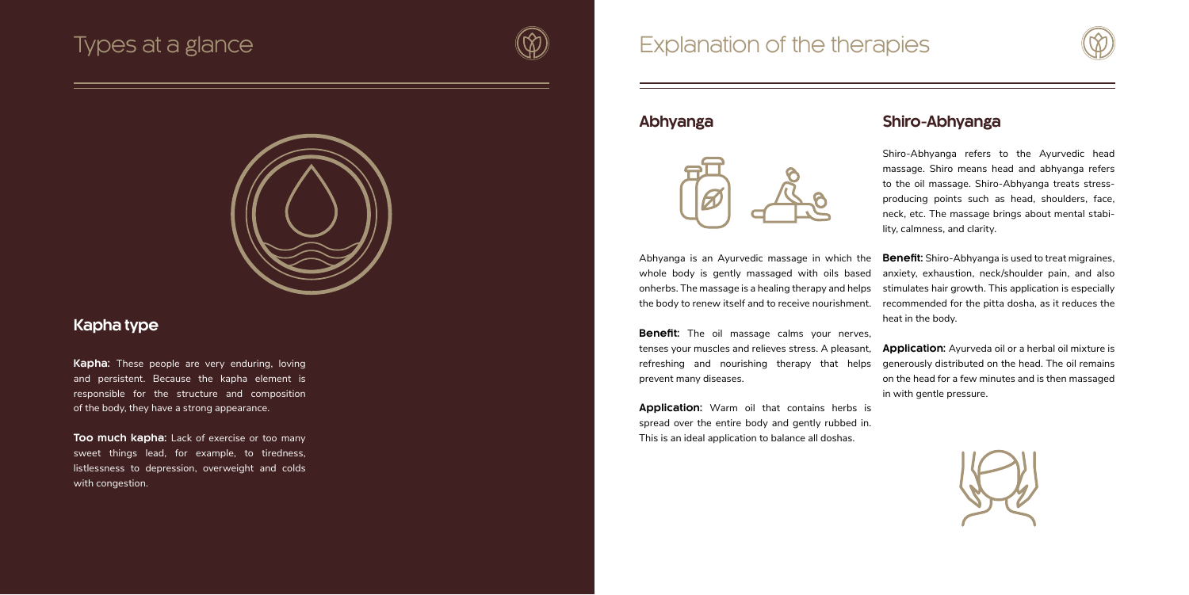# Types at a glance

## Kapha type

**Kapha:** These people are very enduring, loving and persistent. Because the kapha element is responsible for the structure and composition of the body, they have a strong appearance.

**Too much kapha:** Lack of exercise or too many sweet things lead, for example, to tiredness, listlessness to depression, overweight and colds with congestion.

# Explanation of the therapies

## Abhyanga

Abhyanga is an Ayurvedic massage in which the whole body is gently massaged with oils based onherbs. The massage is a healing therapy and helps the body to renew itself and to receive nourishment.

**Benefit:** The oil massage calms your nerves, tenses your muscles and relieves stress. A pleasant, refreshing and nourishing therapy that helps prevent many diseases.

**Application:** Warm oil that contains herbs is spread over the entire body and gently rubbed in. This is an ideal application to balance all doshas.

## Shiro-Abhyanga

Shiro-Abhyanga refers to the Ayurvedic head massage. Shiro means head and abhyanga refers to the oil massage. Shiro-Abhyanga treats stress-producing points such as head, shoulders, face, neck, etc. The massage brings about mental stability, calmness, and clarity.

**Benefit:** Shiro-Abhyanga is used to treat migraines, anxiety, exhaustion, neck/shoulder pain, and also stimulates hair growth. This application is especially recommended for the pitta dosha, as it reduces the heat in the body.

**Application:** Ayurveda oil or a herbal oil mixture is generously distributed on the head. The oil remains on the head for a few minutes and is then massaged in with gentle pressure.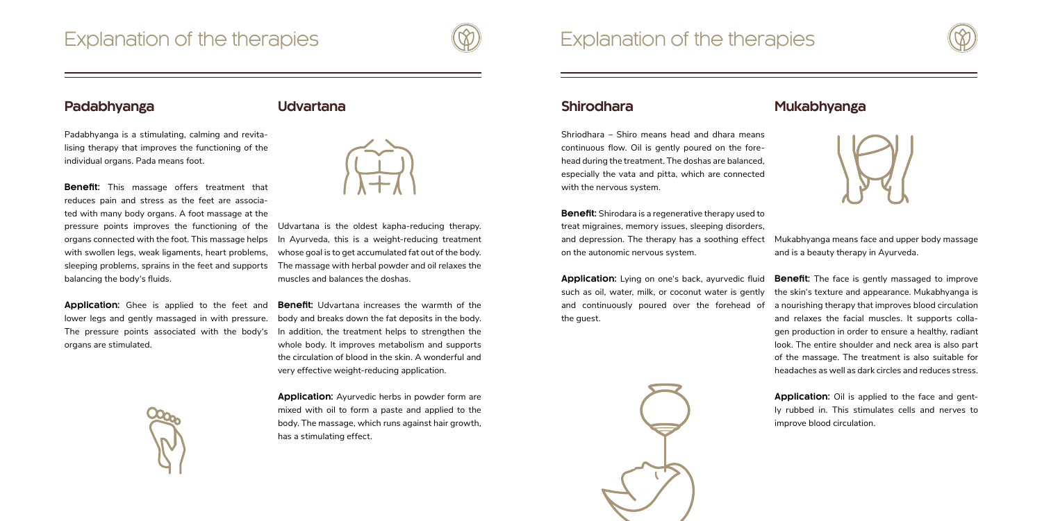# Explanation of the therapies

## Padabhyanga

Padabhyanga is a stimulating, calming and revitalising therapy that improves the functioning of the individual organs. Pada means foot.

**Benefit:** This massage offers treatment that reduces pain and stress as the feet are associated with many body organs. A foot massage at the pressure points improves the functioning of the organs connected with the foot. This massage helps with swollen legs, weak ligaments, heart problems, sleeping problems, sprains in the feet and supports balancing the body's fluids.

**Application:** Ghee is applied to the feet and lower legs and gently massaged in with pressure. The pressure points associated with the body's organs are stimulated.

## Udvartana

Udvartana is the oldest kapha-reducing therapy. In Ayurveda, this is a weight-reducing treatment whose goal is to get accumulated fat out of the body. The massage with herbal powder and oil relaxes the muscles and balances the doshas.

**Benefit:** Udvartana increases the warmth of the body and breaks down the fat deposits in the body. In addition, the treatment helps to strengthen the whole body. It improves metabolism and supports the circulation of blood in the skin. A wonderful and very effective weight-reducing application.

**Application:** Ayurvedic herbs in powder form are mixed with oil to form a paste and applied to the body. The massage, which runs against hair growth, has a stimulating effect.

# Explanation of the therapies

## Shirodhara

Shriodhara – Shiro means head and dhara means continuous flow. Oil is gently poured on the forehead during the treatment. The doshas are balanced, especially the vata and pitta, which are connected with the nervous system.

**Benefit:** Shirodara is a regenerative therapy used to treat migraines, memory issues, sleeping disorders, and depression. The therapy has a soothing effect on the autonomic nervous system.

**Application:** Lying on one's back, ayurvedic fluid such as oil, water, milk, or coconut water is gently and continuously poured over the forehead of the guest.

## Mukabhyanga

Mukabhyanga means face and upper body massage and is a beauty therapy in Ayurveda.

**Benefit:** The face is gently massaged to improve the skin's texture and appearance. Mukabhyanga is a nourishing therapy that improves blood circulation and relaxes the facial muscles. It supports collagen production in order to ensure a healthy, radiant look. The entire shoulder and neck area is also part of the massage. The treatment is also suitable for headaches as well as dark circles and reduces stress.

**Application:** Oil is applied to the face and gently rubbed in. This stimulates cells and nerves to improve blood circulation.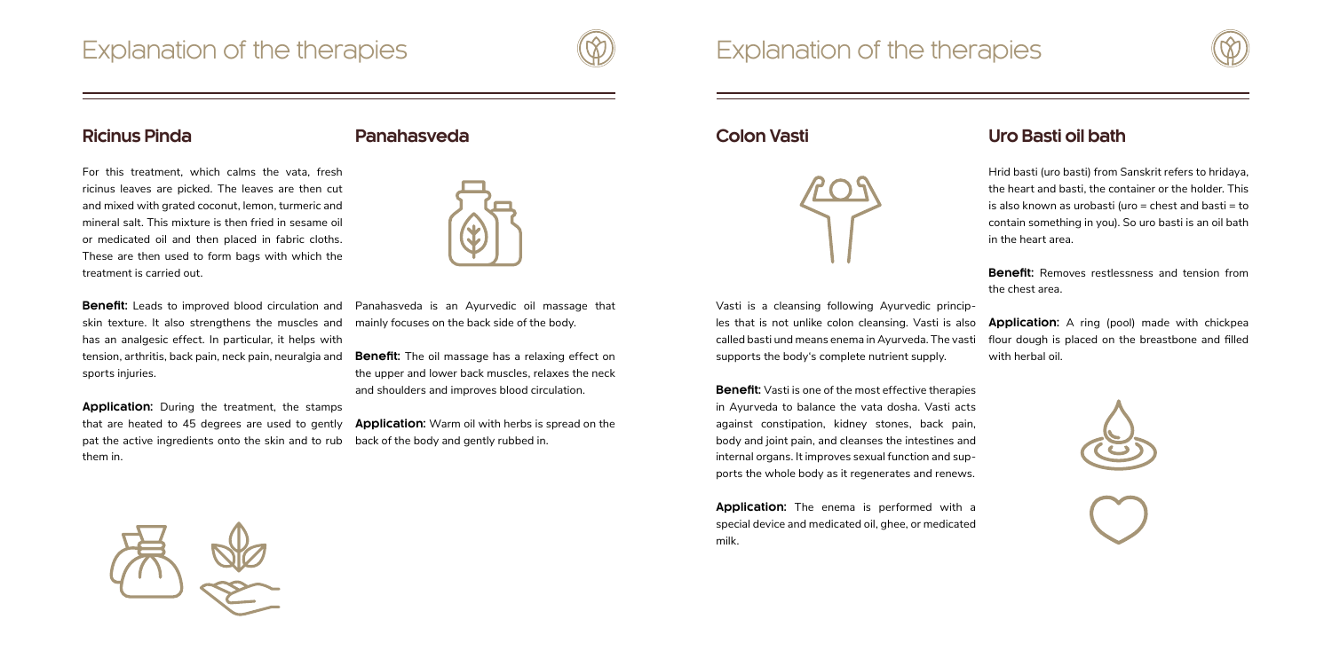# Explanation of the therapies

## Ricinus Pinda

For this treatment, which calms the vata, fresh ricinus leaves are picked. The leaves are then cut and mixed with grated coconut, lemon, turmeric and mineral salt. This mixture is then fried in sesame oil or medicated oil and then placed in fabric cloths. These are then used to form bags with which the treatment is carried out.

**Benefit:** Leads to improved blood circulation and skin texture. It also strengthens the muscles and has an analgesic effect. In particular, it helps with tension, arthritis, back pain, neck pain, neuralgia and sports injuries.

**Application:** During the treatment, the stamps that are heated to 45 degrees are used to gently pat the active ingredients onto the skin and to rub them in.

## Panahasveda

Panahasveda is an Ayurvedic oil massage that mainly focuses on the back side of the body.

**Benefit:** The oil massage has a relaxing effect on the upper and lower back muscles, relaxes the neck and shoulders and improves blood circulation.

**Application:** Warm oil with herbs is spread on the back of the body and gently rubbed in.

# Explanation of the therapies

## Colon Vasti

Vasti is a cleansing following Ayurvedic principles that is not unlike colon cleansing. Vasti is also called basti und means enema in Ayurveda. The vasti supports the body's complete nutrient supply.

**Benefit:** Vasti is one of the most effective therapies in Ayurveda to balance the vata dosha. Vasti acts against constipation, kidney stones, back pain, body and joint pain, and cleanses the intestines and internal organs. It improves sexual function and supports the whole body as it regenerates and renews.

**Application:** The enema is performed with a special device and medicated oil, ghee, or medicated milk.

## Uro Basti oil bath

Hrid basti (uro basti) from Sanskrit refers to hridaya, the heart and basti, the container or the holder. This is also known as urobasti (uro = chest and basti = to contain something in you). So uro basti is an oil bath in the heart area.

**Benefit:** Removes restlessness and tension from the chest area.

**Application:** A ring (pool) made with chickpea flour dough is placed on the breastbone and filled with herbal oil.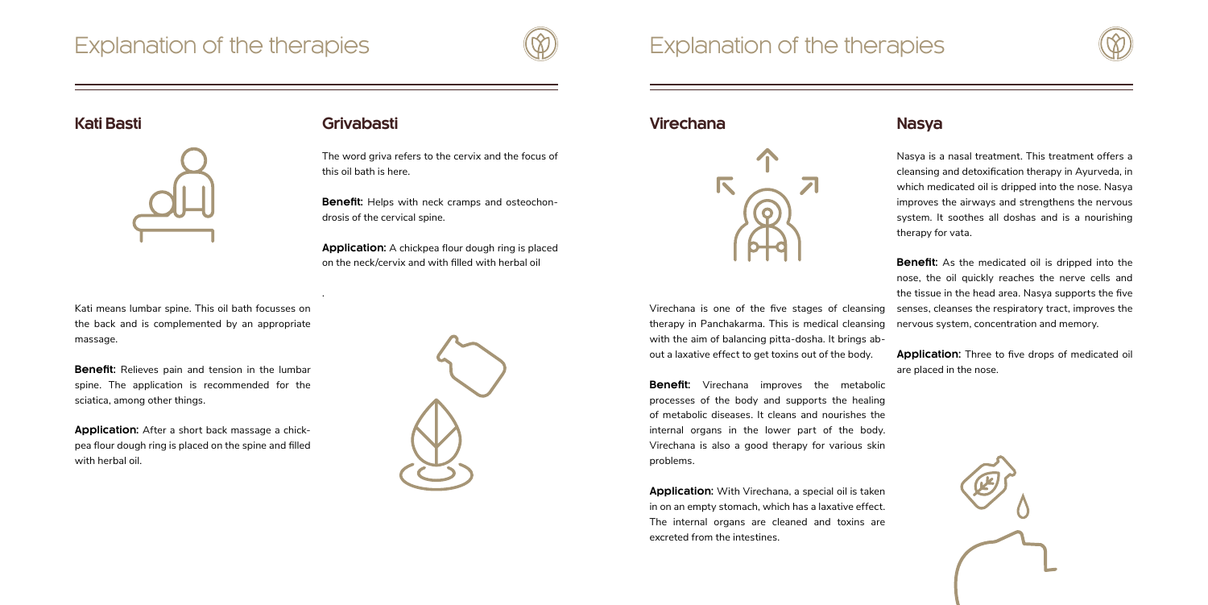# Explanation of the therapies

## Kati Basti

Kati means lumbar spine. This oil bath focusses on the back and is complemented by an appropriate massage.

**Benefit:** Relieves pain and tension in the lumbar spine. The application is recommended for the sciatica, among other things.

**Application:** After a short back massage a chickpea flour dough ring is placed on the spine and filled with herbal oil.

## Grivabasti

The word griva refers to the cervix and the focus of this oil bath is here.

**Benefit:** Helps with neck cramps and osteochondrosis of the cervical spine.

**Application:** A chickpea flour dough ring is placed on the neck/cervix and with filled with herbal oil

.

# Explanation of the therapies

## Virechana

Virechana is one of the five stages of cleansing therapy in Panchakarma. This is medical cleansing with the aim of balancing pitta-dosha. It brings about a laxative effect to get toxins out of the body.

**Benefit:** Virechana improves the metabolic processes of the body and supports the healing of metabolic diseases. It cleans and nourishes the internal organs in the lower part of the body. Virechana is also a good therapy for various skin problems.

**Application:** With Virechana, a special oil is taken in on an empty stomach, which has a laxative effect. The internal organs are cleaned and toxins are excreted from the intestines.

## Nasya

Nasya is a nasal treatment. This treatment offers a cleansing and detoxification therapy in Ayurveda, in which medicated oil is dripped into the nose. Nasya improves the airways and strengthens the nervous system. It soothes all doshas and is a nourishing therapy for vata.

**Benefit:** As the medicated oil is dripped into the nose, the oil quickly reaches the nerve cells and the tissue in the head area. Nasya supports the five senses, cleanses the respiratory tract, improves the nervous system, concentration and memory.

**Application:** Three to five drops of medicated oil are placed in the nose.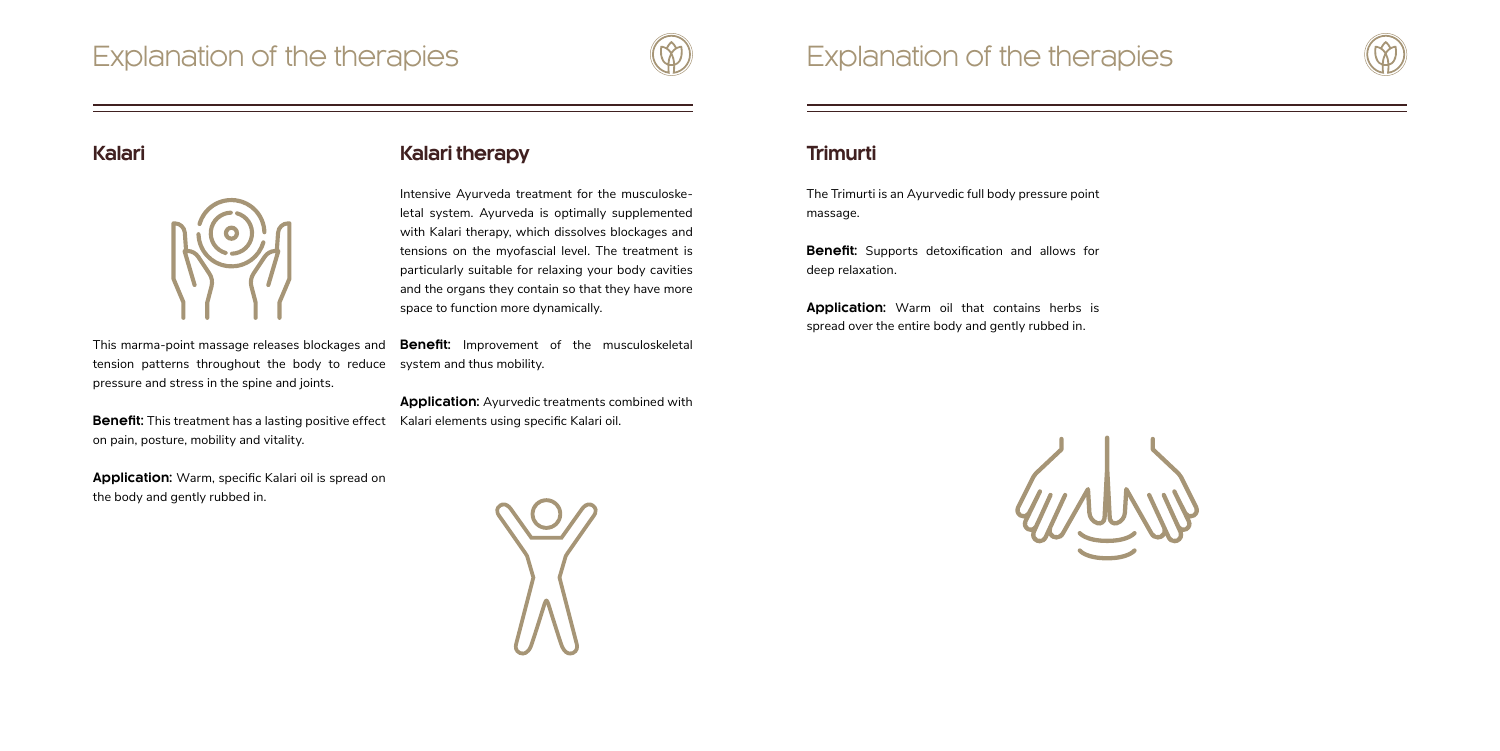# Explanation of the therapies

## Kalari

This marma-point massage releases blockages and tension patterns throughout the body to reduce pressure and stress in the spine and joints.

**Benefit:** This treatment has a lasting positive effect on pain, posture, mobility and vitality.

**Application:** Warm, specific Kalari oil is spread on the body and gently rubbed in.

## Kalari therapy

Intensive Ayurveda treatment for the musculoskeletal system. Ayurveda is optimally supplemented with Kalari therapy, which dissolves blockages and tensions on the myofascial level. The treatment is particularly suitable for relaxing your body cavities and the organs they contain so that they have more space to function more dynamically.

**Benefit:** Improvement of the musculoskeletal system and thus mobility.

**Application:** Ayurvedic treatments combined with Kalari elements using specific Kalari oil.

# Explanation of the therapies

## Trimurti

The Trimurti is an Ayurvedic full body pressure point massage.

**Benefit:** Supports detoxification and allows for deep relaxation.

**Application:** Warm oil that contains herbs is spread over the entire body and gently rubbed in.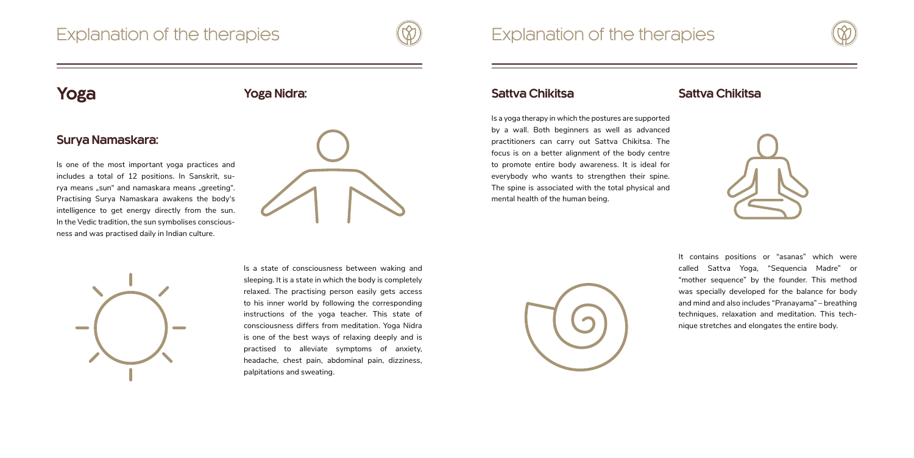# Explanation of the therapies

## Yoga

### Surya Namaskara:

Is one of the most important yoga practices and includes a total of 12 positions. In Sanskrit, surya means „sun" and namaskara means „greeting". Practising Surya Namaskara awakens the body's intelligence to get energy directly from the sun. In the Vedic tradition, the sun symbolises consciousness and was practised daily in Indian culture.

### Yoga Nidra:

Is a state of consciousness between waking and sleeping. It is a state in which the body is completely relaxed. The practising person easily gets access to his inner world by following the corresponding instructions of the yoga teacher. This state of consciousness differs from meditation. Yoga Nidra is one of the best ways of relaxing deeply and is practised to alleviate symptoms of anxiety, headache, chest pain, abdominal pain, dizziness, palpitations and sweating.

# Explanation of the therapies

### Sattva Chikitsa

Is a yoga therapy in which the postures are supported by a wall. Both beginners as well as advanced practitioners can carry out Sattva Chikitsa. The focus is on a better alignment of the body centre to promote entire body awareness. It is ideal for everybody who wants to strengthen their spine. The spine is associated with the total physical and mental health of the human being.

### Sattva Chikitsa

It contains positions or "asanas" which were called Sattva Yoga, "Sequencia Madre" or "mother sequence" by the founder. This method was specially developed for the balance for body and mind and also includes "Pranayama" – breathing techniques, relaxation and meditation. This technique stretches and elongates the entire body.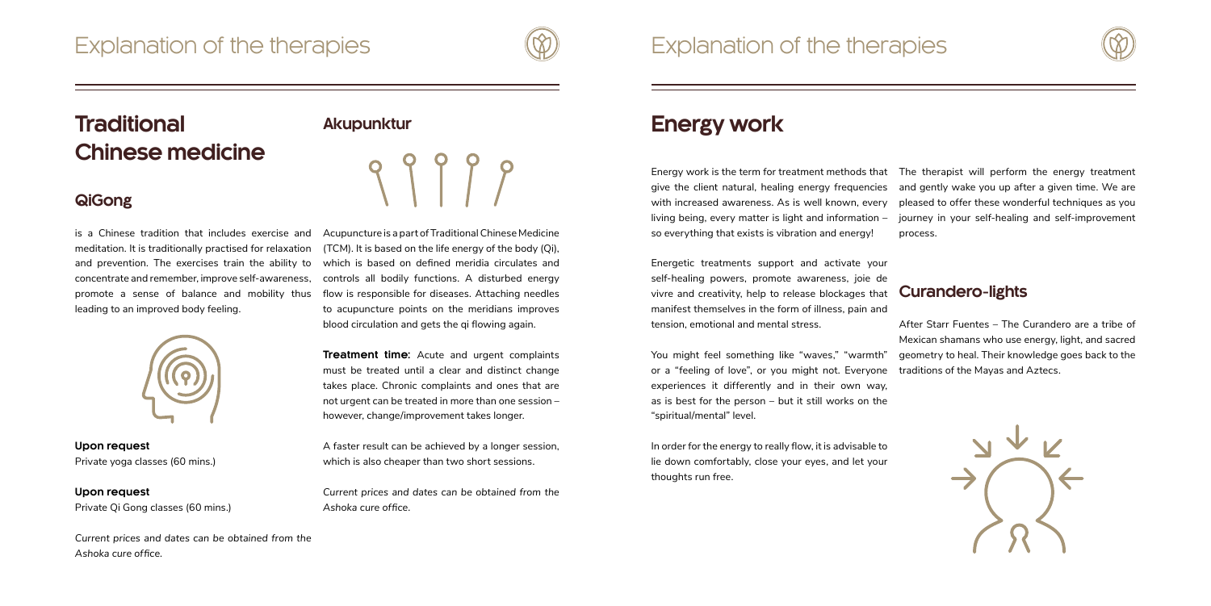# Traditional Chinese medicine

## QiGong

is a Chinese tradition that includes exercise and meditation. It is traditionally practised for relaxation and prevention. The exercises train the ability to concentrate and remember, improve self-awareness, promote a sense of balance and mobility thus leading to an improved body feeling.

**Upon request**
Private yoga classes (60 mins.)

**Upon request**
Private Qi Gong classes (60 mins.)

*Current prices and dates can be obtained from the Ashoka cure office.*

## Akupunktur

Acupuncture is a part of Traditional Chinese Medicine (TCM). It is based on the life energy of the body (Qi), which is based on defined meridia circulates and controls all bodily functions. A disturbed energy flow is responsible for diseases. Attaching needles to acupuncture points on the meridians improves blood circulation and gets the qi flowing again.

**Treatment time:** Acute and urgent complaints must be treated until a clear and distinct change takes place. Chronic complaints and ones that are not urgent can be treated in more than one session – however, change/improvement takes longer.

A faster result can be achieved by a longer session, which is also cheaper than two short sessions.

*Current prices and dates can be obtained from the Ashoka cure office.*

# Energy work

Energy work is the term for treatment methods that give the client natural, healing energy frequencies with increased awareness. As is well known, every living being, every matter is light and information – so everything that exists is vibration and energy!

Energetic treatments support and activate your self-healing powers, promote awareness, joie de vivre and creativity, help to release blockages that manifest themselves in the form of illness, pain and tension, emotional and mental stress.

You might feel something like "waves," "warmth" or a "feeling of love", or you might not. Everyone experiences it differently and in their own way, as is best for the person – but it still works on the "spiritual/mental" level.

In order for the energy to really flow, it is advisable to lie down comfortably, close your eyes, and let your thoughts run free.

The therapist will perform the energy treatment and gently wake you up after a given time. We are pleased to offer these wonderful techniques as you journey in your self-healing and self-improvement process.

## Curandero-lights

After Starr Fuentes – The Curandero are a tribe of Mexican shamans who use energy, light, and sacred geometry to heal. Their knowledge goes back to the traditions of the Mayas and Aztecs.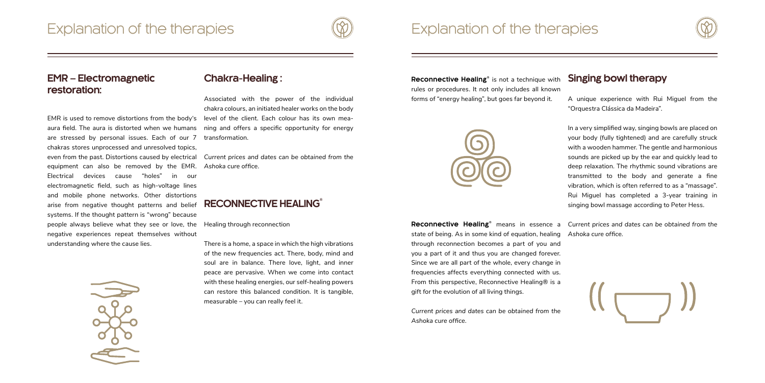# Explanation of the therapies

## EMR – Electromagnetic restoration:

EMR is used to remove distortions from the body's aura field. The aura is distorted when we humans are stressed by personal issues. Each of our 7 chakras stores unprocessed and unresolved topics, even from the past. Distortions caused by electrical equipment can also be removed by the EMR. Electrical devices cause "holes" in our electromagnetic field, such as high-voltage lines and mobile phone networks. Other distortions arise from negative thought patterns and belief systems. If the thought pattern is "wrong" because people always believe what they see or love, the negative experiences repeat themselves without understanding where the cause lies.

## Chakra-Healing :

Associated with the power of the individual chakra colours, an initiated healer works on the body level of the client. Each colour has its own meaning and offers a specific opportunity for energy transformation.

*Current prices and dates can be obtained from the Ashoka cure office.*

## RECONNECTIVE HEALING®

Healing through reconnection

There is a home, a space in which the high vibrations of the new frequencies act. There, body, mind and soul are in balance. There love, light, and inner peace are pervasive. When we come into contact with these healing energies, our self-healing powers can restore this balanced condition. It is tangible, measurable – you can really feel it.

# Explanation of the therapies

**Reconnective Healing®** is not a technique with rules or procedures. It not only includes all known forms of "energy healing", but goes far beyond it.

**Reconnective Healing®** means in essence a state of being. As in some kind of equation, healing through reconnection becomes a part of you and you a part of it and thus you are changed forever. Since we are all part of the whole, every change in frequencies affects everything connected with us. From this perspective, Reconnective Healing® is a gift for the evolution of all living things.

*Current prices and dates can be obtained from the Ashoka cure office.*

## Singing bowl therapy

A unique experience with Rui Miguel from the "Orquestra Clássica da Madeira".

In a very simplified way, singing bowls are placed on your body (fully tightened) and are carefully struck with a wooden hammer. The gentle and harmonious sounds are picked up by the ear and quickly lead to deep relaxation. The rhythmic sound vibrations are transmitted to the body and generate a fine vibration, which is often referred to as a "massage". Rui Miguel has completed a 3-year training in singing bowl massage according to Peter Hess.

*Current prices and dates can be obtained from the Ashoka cure office.*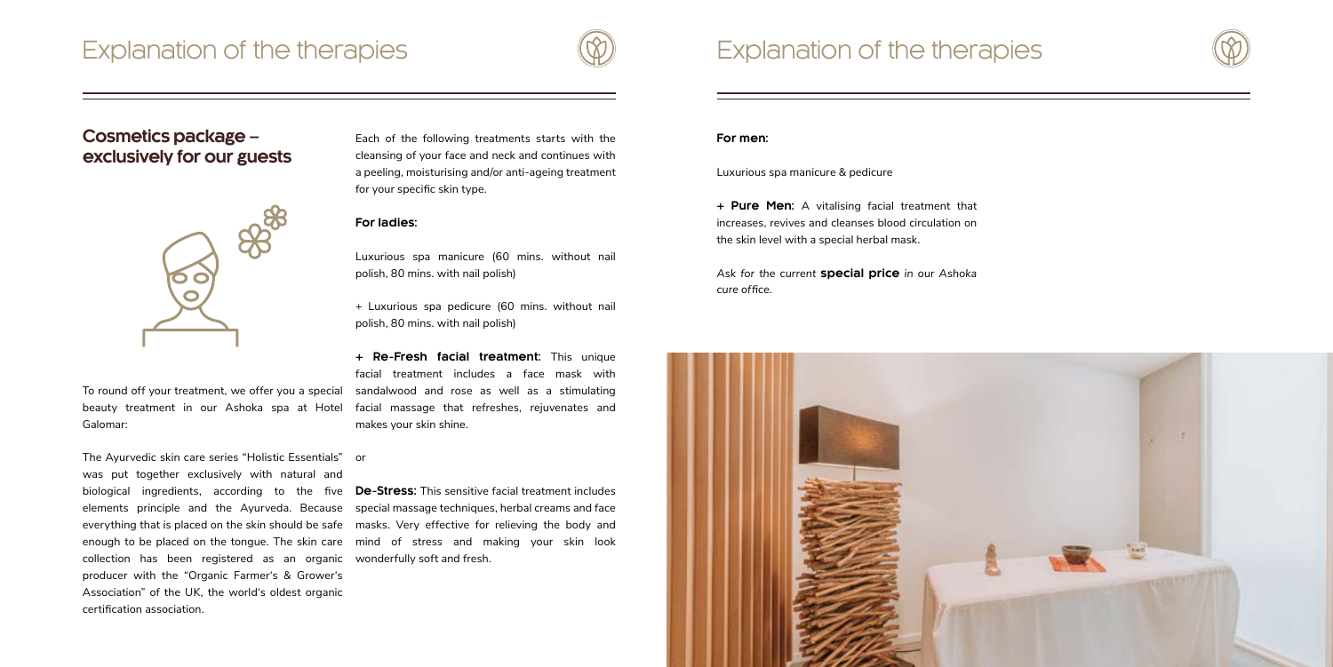# Explanation of the therapies

## Cosmetics package – exclusively for our guests

To round off your treatment, we offer you a special beauty treatment in our Ashoka spa at Hotel Galomar:

The Ayurvedic skin care series "Holistic Essentials" was put together exclusively with natural and biological ingredients, according to the five elements principle and the Ayurveda. Because everything that is placed on the skin should be safe enough to be placed on the tongue. The skin care collection has been registered as an organic producer with the "Organic Farmer's & Grower's Association" of the UK, the world's oldest organic certification association.

Each of the following treatments starts with the cleansing of your face and neck and continues with a peeling, moisturising and/or anti-ageing treatment for your specific skin type.

### For ladies:

Luxurious spa manicure (60 mins. without nail polish, 80 mins. with nail polish)

+ Luxurious spa pedicure (60 mins. without nail polish, 80 mins. with nail polish)

**+ Re-Fresh facial treatment:** This unique facial treatment includes a face mask with sandalwood and rose as well as a stimulating facial massage that refreshes, rejuvenates and makes your skin shine.

or

**De-Stress:** This sensitive facial treatment includes special massage techniques, herbal creams and face masks. Very effective for relieving the body and mind of stress and making your skin look wonderfully soft and fresh.

### For men:

Luxurious spa manicure & pedicure

**+ Pure Men:** A vitalising facial treatment that increases, revives and cleanses blood circulation on the skin level with a special herbal mask.

*Ask for the current* **special price** *in our Ashoka cure office.*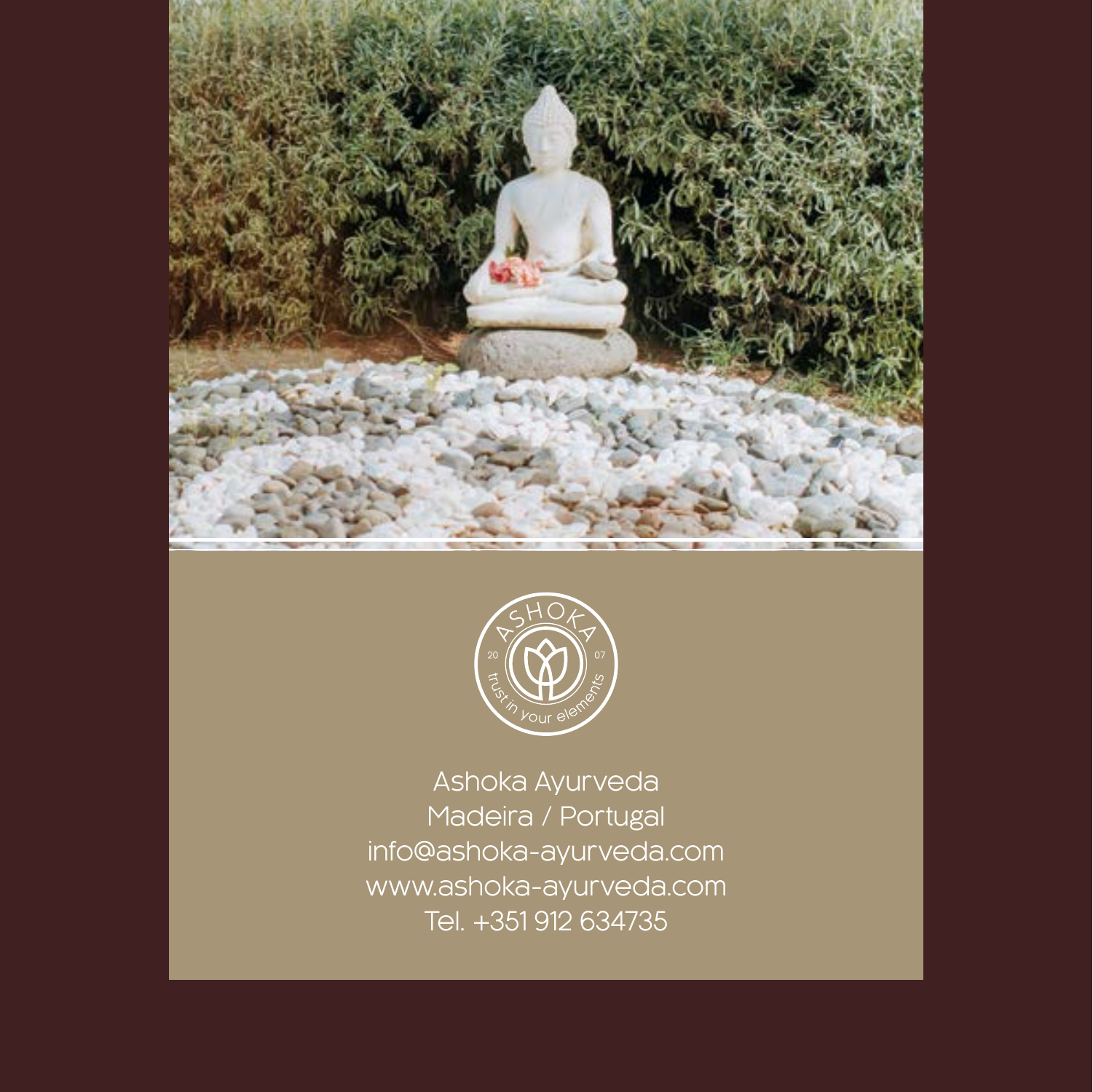Ashoka Ayurveda
Madeira / Portugal
info@ashoka-ayurveda.com
www.ashoka-ayurveda.com
Tel. +351 912 634735